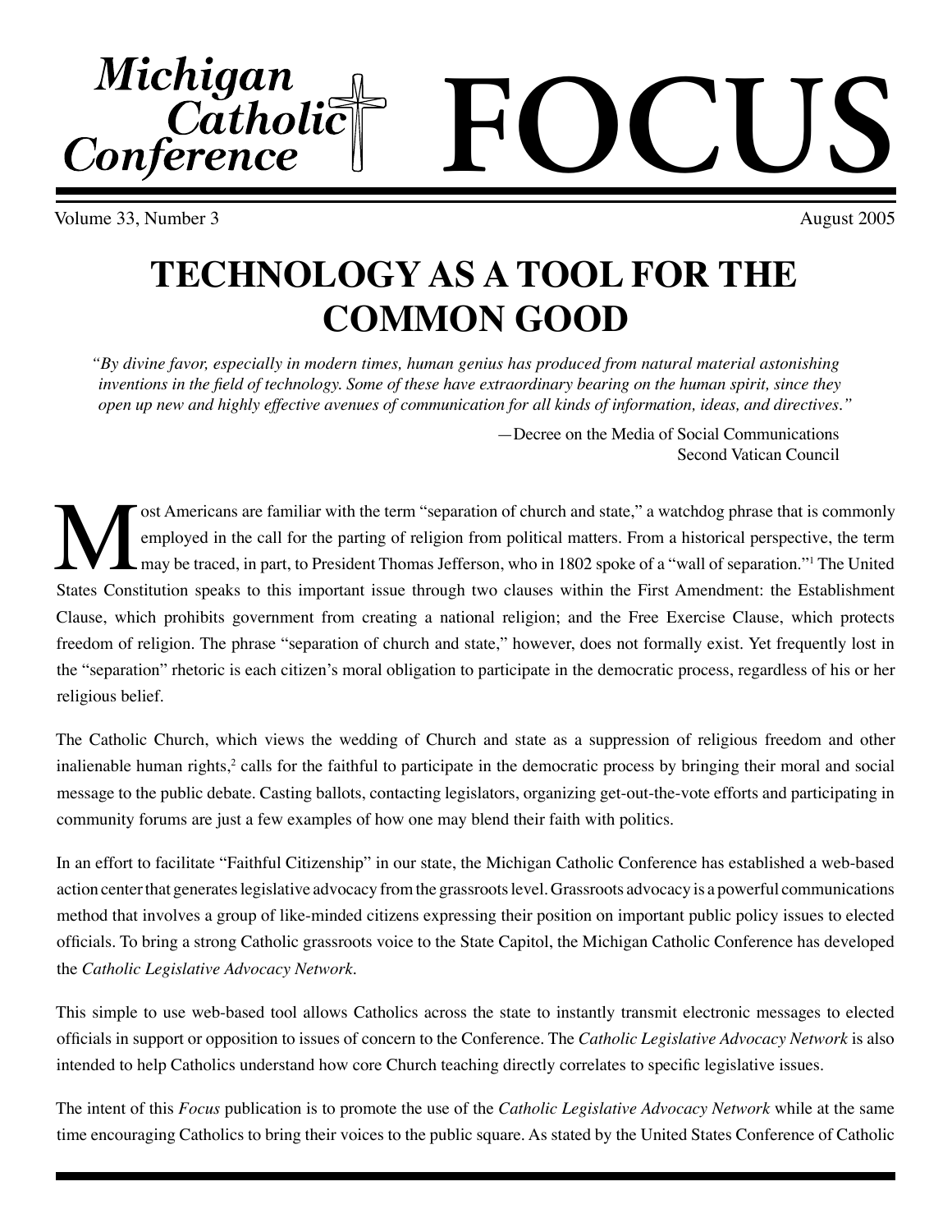# Michigan Catholic Conference FOCUS

Volume 33, Number 3 — August 2005

## TECHNOLOGY AS A TOOL FOR THE COMMON GOOD

*"By divine favor, especially in modern times, human genius has produced from natural material astonishing inventions in the field of technology. Some of these have extraordinary bearing on the human spirit, since they open up new and highly effective avenues of communication for all kinds of information, ideas, and directives."*

—Decree on the Media of Social Communications
Second Vatican Council

Most Americans are familiar with the term "separation of church and state," a watchdog phrase that is commonly employed in the call for the parting of religion from political matters. From a historical perspective, the term may be traced, in part, to President Thomas Jefferson, who in 1802 spoke of a "wall of separation."[1] The United States Constitution speaks to this important issue through two clauses within the First Amendment: the Establishment Clause, which prohibits government from creating a national religion; and the Free Exercise Clause, which protects freedom of religion. The phrase "separation of church and state," however, does not formally exist. Yet frequently lost in the "separation" rhetoric is each citizen's moral obligation to participate in the democratic process, regardless of his or her religious belief.

The Catholic Church, which views the wedding of Church and state as a suppression of religious freedom and other inalienable human rights,[2] calls for the faithful to participate in the democratic process by bringing their moral and social message to the public debate. Casting ballots, contacting legislators, organizing get-out-the-vote efforts and participating in community forums are just a few examples of how one may blend their faith with politics.

In an effort to facilitate "Faithful Citizenship" in our state, the Michigan Catholic Conference has established a web-based action center that generates legislative advocacy from the grassroots level. Grassroots advocacy is a powerful communications method that involves a group of like-minded citizens expressing their position on important public policy issues to elected officials. To bring a strong Catholic grassroots voice to the State Capitol, the Michigan Catholic Conference has developed the *Catholic Legislative Advocacy Network*.

This simple to use web-based tool allows Catholics across the state to instantly transmit electronic messages to elected officials in support or opposition to issues of concern to the Conference. The *Catholic Legislative Advocacy Network* is also intended to help Catholics understand how core Church teaching directly correlates to specific legislative issues.

The intent of this *Focus* publication is to promote the use of the *Catholic Legislative Advocacy Network* while at the same time encouraging Catholics to bring their voices to the public square. As stated by the United States Conference of Catholic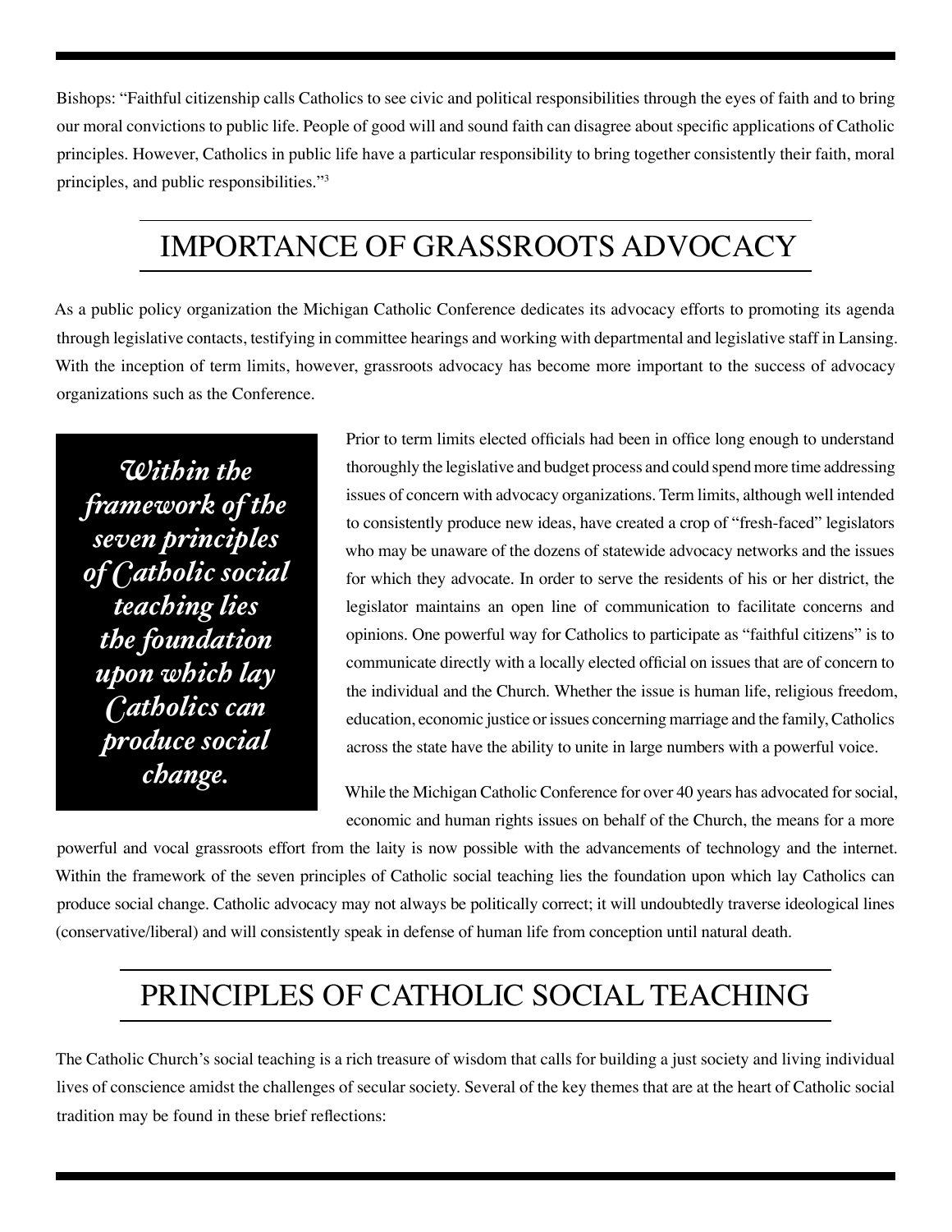Bishops: "Faithful citizenship calls Catholics to see civic and political responsibilities through the eyes of faith and to bring our moral convictions to public life. People of good will and sound faith can disagree about specific applications of Catholic principles. However, Catholics in public life have a particular responsibility to bring together consistently their faith, moral principles, and public responsibilities."[3]

## IMPORTANCE OF GRASSROOTS ADVOCACY

As a public policy organization the Michigan Catholic Conference dedicates its advocacy efforts to promoting its agenda through legislative contacts, testifying in committee hearings and working with departmental and legislative staff in Lansing. With the inception of term limits, however, grassroots advocacy has become more important to the success of advocacy organizations such as the Conference.

> ***Within the framework of the seven principles of Catholic social teaching lies the foundation upon which lay Catholics can produce social change.***

Prior to term limits elected officials had been in office long enough to understand thoroughly the legislative and budget process and could spend more time addressing issues of concern with advocacy organizations. Term limits, although well intended to consistently produce new ideas, have created a crop of "fresh-faced" legislators who may be unaware of the dozens of statewide advocacy networks and the issues for which they advocate. In order to serve the residents of his or her district, the legislator maintains an open line of communication to facilitate concerns and opinions. One powerful way for Catholics to participate as "faithful citizens" is to communicate directly with a locally elected official on issues that are of concern to the individual and the Church. Whether the issue is human life, religious freedom, education, economic justice or issues concerning marriage and the family, Catholics across the state have the ability to unite in large numbers with a powerful voice.

While the Michigan Catholic Conference for over 40 years has advocated for social, economic and human rights issues on behalf of the Church, the means for a more powerful and vocal grassroots effort from the laity is now possible with the advancements of technology and the internet. Within the framework of the seven principles of Catholic social teaching lies the foundation upon which lay Catholics can produce social change. Catholic advocacy may not always be politically correct; it will undoubtedly traverse ideological lines (conservative/liberal) and will consistently speak in defense of human life from conception until natural death.

## PRINCIPLES OF CATHOLIC SOCIAL TEACHING

The Catholic Church's social teaching is a rich treasure of wisdom that calls for building a just society and living individual lives of conscience amidst the challenges of secular society. Several of the key themes that are at the heart of Catholic social tradition may be found in these brief reflections: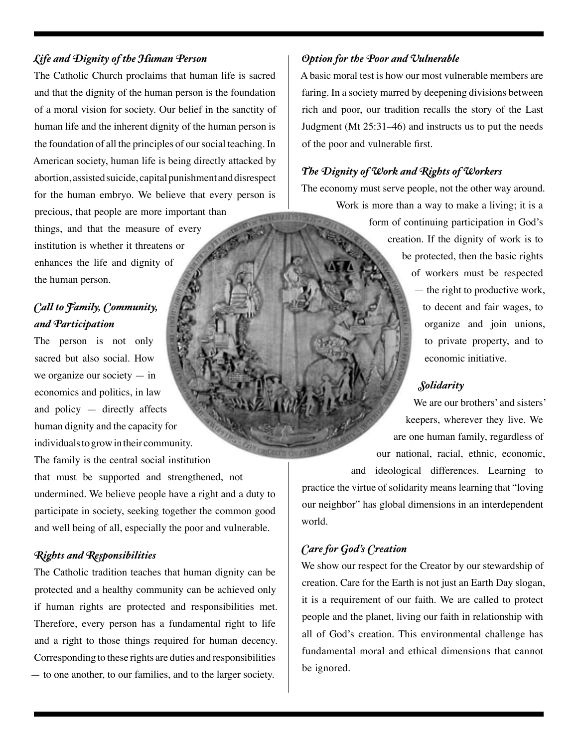### *Life and Dignity of the Human Person*

The Catholic Church proclaims that human life is sacred and that the dignity of the human person is the foundation of a moral vision for society. Our belief in the sanctity of human life and the inherent dignity of the human person is the foundation of all the principles of our social teaching. In American society, human life is being directly attacked by abortion, assisted suicide, capital punishment and disrespect for the human embryo. We believe that every person is precious, that people are more important than things, and that the measure of every institution is whether it threatens or enhances the life and dignity of the human person.

### *Call to Family, Community, and Participation*

The person is not only sacred but also social. How we organize our society — in economics and politics, in law and policy — directly affects human dignity and the capacity for individuals to grow in their community. The family is the central social institution that must be supported and strengthened, not undermined. We believe people have a right and a duty to participate in society, seeking together the common good and well being of all, especially the poor and vulnerable.

### *Rights and Responsibilities*

The Catholic tradition teaches that human dignity can be protected and a healthy community can be achieved only if human rights are protected and responsibilities met. Therefore, every person has a fundamental right to life and a right to those things required for human decency. Corresponding to these rights are duties and responsibilities — to one another, to our families, and to the larger society.

### *Option for the Poor and Vulnerable*

A basic moral test is how our most vulnerable members are faring. In a society marred by deepening divisions between rich and poor, our tradition recalls the story of the Last Judgment (Mt 25:31–46) and instructs us to put the needs of the poor and vulnerable first.

### *The Dignity of Work and Rights of Workers*

The economy must serve people, not the other way around. Work is more than a way to make a living; it is a form of continuing participation in God's creation. If the dignity of work is to be protected, then the basic rights of workers must be respected — the right to productive work, to decent and fair wages, to organize and join unions, to private property, and to economic initiative.

### *Solidarity*

We are our brothers' and sisters' keepers, wherever they live. We are one human family, regardless of our national, racial, ethnic, economic, and ideological differences. Learning to practice the virtue of solidarity means learning that "loving our neighbor" has global dimensions in an interdependent world.

### *Care for God's Creation*

We show our respect for the Creator by our stewardship of creation. Care for the Earth is not just an Earth Day slogan, it is a requirement of our faith. We are called to protect people and the planet, living our faith in relationship with all of God's creation. This environmental challenge has fundamental moral and ethical dimensions that cannot be ignored.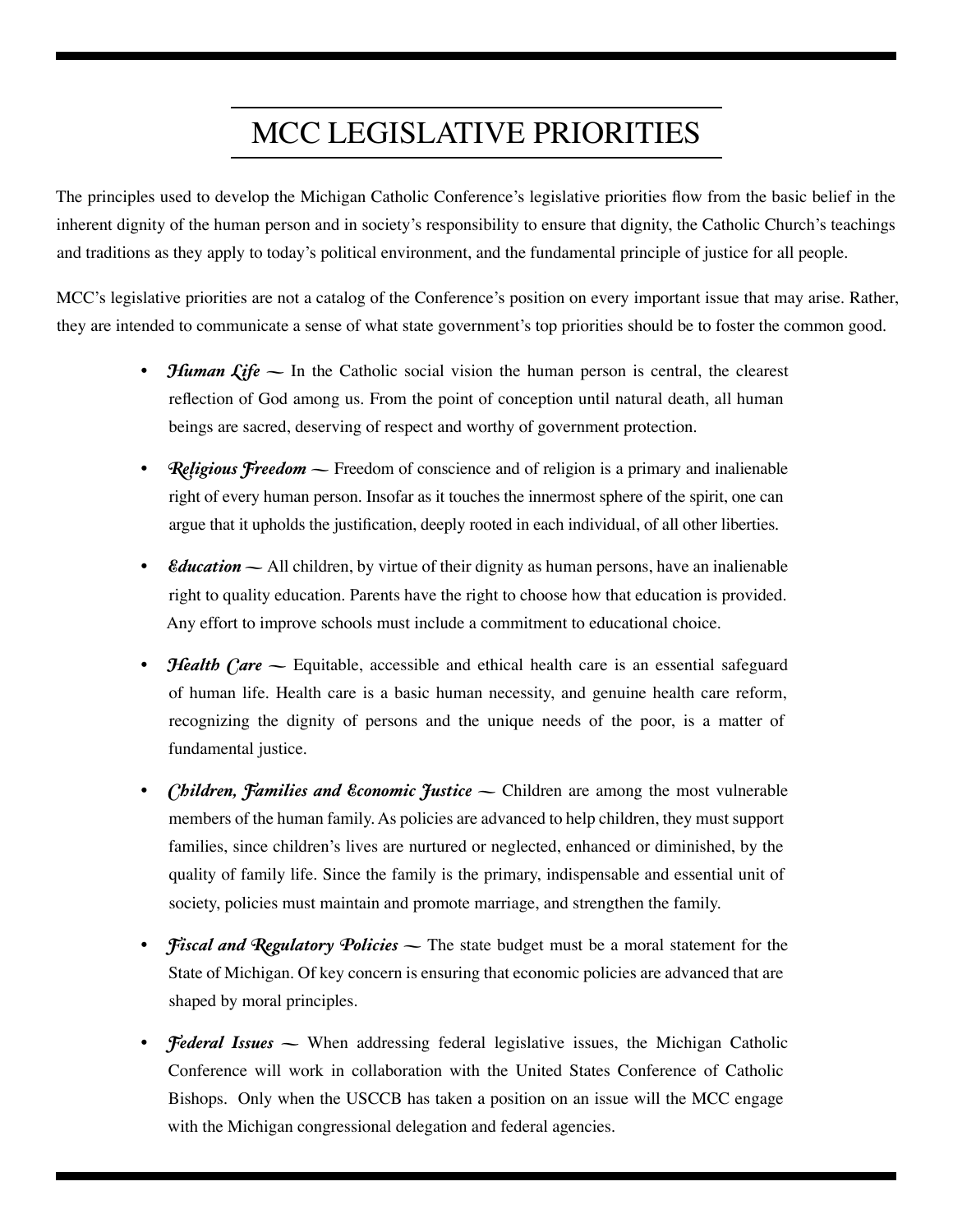# MCC LEGISLATIVE PRIORITIES

The principles used to develop the Michigan Catholic Conference's legislative priorities flow from the basic belief in the inherent dignity of the human person and in society's responsibility to ensure that dignity, the Catholic Church's teachings and traditions as they apply to today's political environment, and the fundamental principle of justice for all people.

MCC's legislative priorities are not a catalog of the Conference's position on every important issue that may arise. Rather, they are intended to communicate a sense of what state government's top priorities should be to foster the common good.

- ***Human Life*** — In the Catholic social vision the human person is central, the clearest reflection of God among us. From the point of conception until natural death, all human beings are sacred, deserving of respect and worthy of government protection.

- ***Religious Freedom*** — Freedom of conscience and of religion is a primary and inalienable right of every human person. Insofar as it touches the innermost sphere of the spirit, one can argue that it upholds the justification, deeply rooted in each individual, of all other liberties.

- ***Education*** — All children, by virtue of their dignity as human persons, have an inalienable right to quality education. Parents have the right to choose how that education is provided. Any effort to improve schools must include a commitment to educational choice.

- ***Health Care*** — Equitable, accessible and ethical health care is an essential safeguard of human life. Health care is a basic human necessity, and genuine health care reform, recognizing the dignity of persons and the unique needs of the poor, is a matter of fundamental justice.

- ***Children, Families and Economic Justice*** — Children are among the most vulnerable members of the human family. As policies are advanced to help children, they must support families, since children's lives are nurtured or neglected, enhanced or diminished, by the quality of family life. Since the family is the primary, indispensable and essential unit of society, policies must maintain and promote marriage, and strengthen the family.

- ***Fiscal and Regulatory Policies*** — The state budget must be a moral statement for the State of Michigan. Of key concern is ensuring that economic policies are advanced that are shaped by moral principles.

- ***Federal Issues*** — When addressing federal legislative issues, the Michigan Catholic Conference will work in collaboration with the United States Conference of Catholic Bishops. Only when the USCCB has taken a position on an issue will the MCC engage with the Michigan congressional delegation and federal agencies.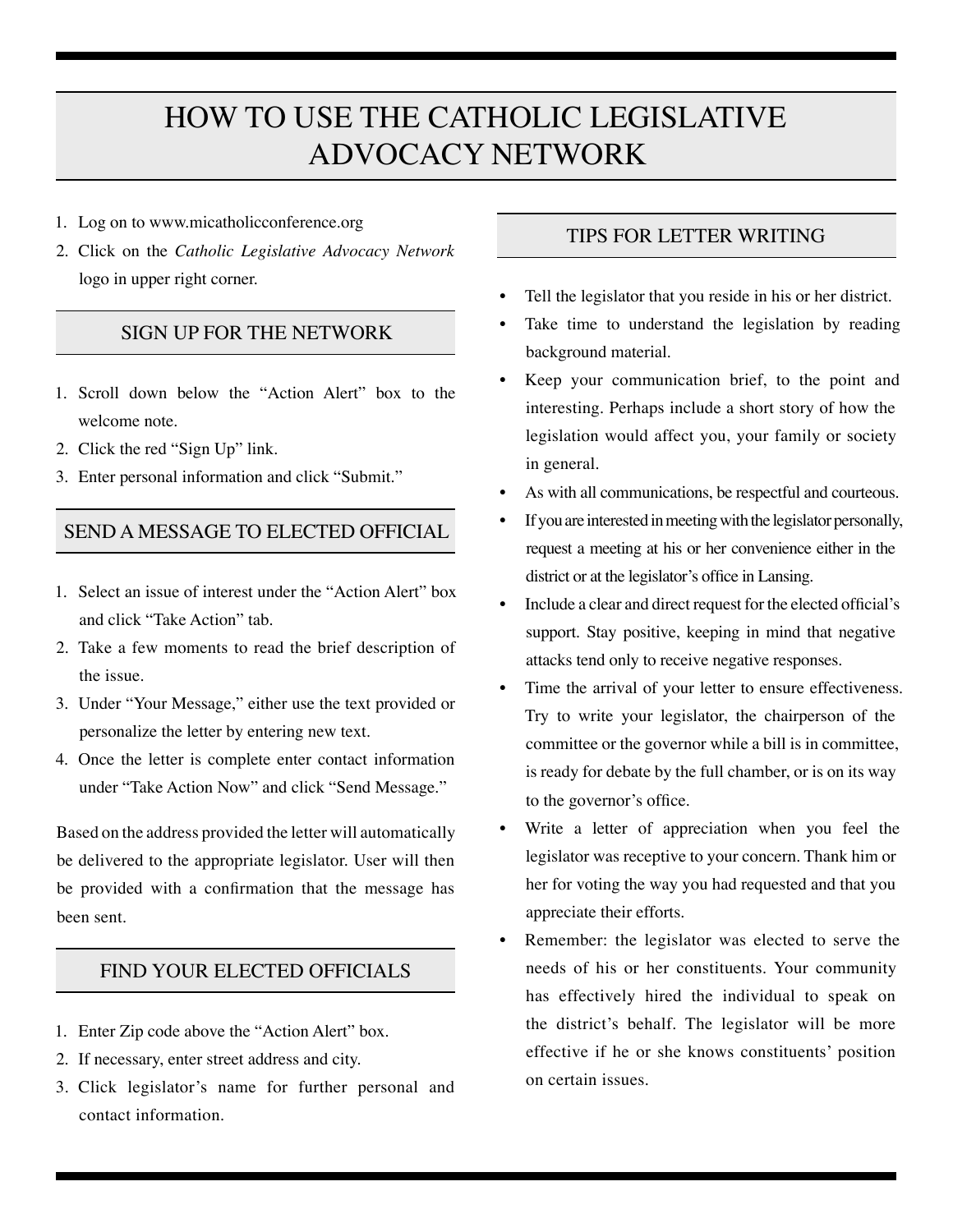# HOW TO USE THE CATHOLIC LEGISLATIVE ADVOCACY NETWORK

1. Log on to www.micatholicconference.org
2. Click on the *Catholic Legislative Advocacy Network* logo in upper right corner.

## SIGN UP FOR THE NETWORK

1. Scroll down below the "Action Alert" box to the welcome note.
2. Click the red "Sign Up" link.
3. Enter personal information and click "Submit."

## SEND A MESSAGE TO ELECTED OFFICIAL

1. Select an issue of interest under the "Action Alert" box and click "Take Action" tab.
2. Take a few moments to read the brief description of the issue.
3. Under "Your Message," either use the text provided or personalize the letter by entering new text.
4. Once the letter is complete enter contact information under "Take Action Now" and click "Send Message."

Based on the address provided the letter will automatically be delivered to the appropriate legislator. User will then be provided with a confirmation that the message has been sent.

## FIND YOUR ELECTED OFFICIALS

1. Enter Zip code above the "Action Alert" box.
2. If necessary, enter street address and city.
3. Click legislator's name for further personal and contact information.

## TIPS FOR LETTER WRITING

- Tell the legislator that you reside in his or her district.
- Take time to understand the legislation by reading background material.
- Keep your communication brief, to the point and interesting. Perhaps include a short story of how the legislation would affect you, your family or society in general.
- As with all communications, be respectful and courteous.
- If you are interested in meeting with the legislator personally, request a meeting at his or her convenience either in the district or at the legislator's office in Lansing.
- Include a clear and direct request for the elected official's support. Stay positive, keeping in mind that negative attacks tend only to receive negative responses.
- Time the arrival of your letter to ensure effectiveness. Try to write your legislator, the chairperson of the committee or the governor while a bill is in committee, is ready for debate by the full chamber, or is on its way to the governor's office.
- Write a letter of appreciation when you feel the legislator was receptive to your concern. Thank him or her for voting the way you had requested and that you appreciate their efforts.
- Remember: the legislator was elected to serve the needs of his or her constituents. Your community has effectively hired the individual to speak on the district's behalf. The legislator will be more effective if he or she knows constituents' position on certain issues.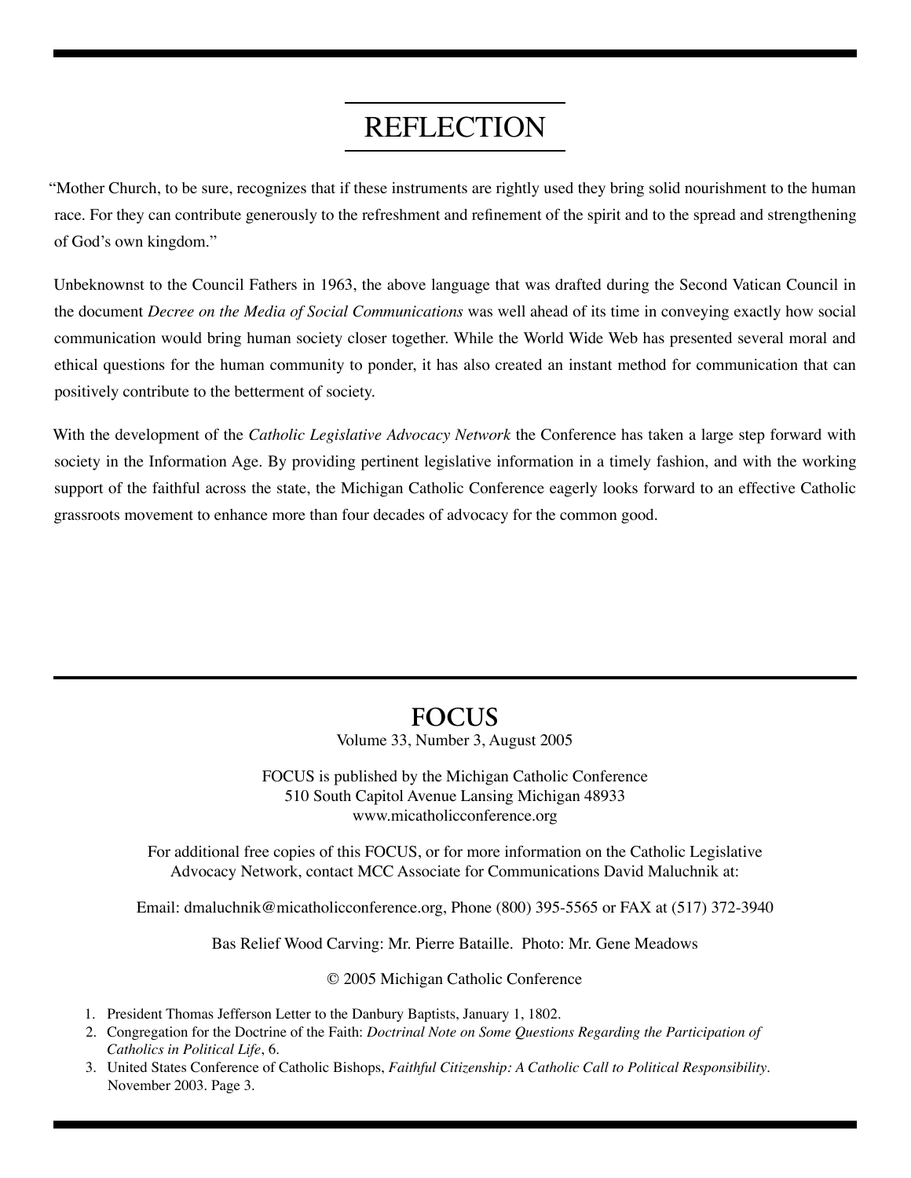# REFLECTION

"Mother Church, to be sure, recognizes that if these instruments are rightly used they bring solid nourishment to the human race. For they can contribute generously to the refreshment and refinement of the spirit and to the spread and strengthening of God's own kingdom."

Unbeknownst to the Council Fathers in 1963, the above language that was drafted during the Second Vatican Council in the document *Decree on the Media of Social Communications* was well ahead of its time in conveying exactly how social communication would bring human society closer together. While the World Wide Web has presented several moral and ethical questions for the human community to ponder, it has also created an instant method for communication that can positively contribute to the betterment of society.

With the development of the *Catholic Legislative Advocacy Network* the Conference has taken a large step forward with society in the Information Age. By providing pertinent legislative information in a timely fashion, and with the working support of the faithful across the state, the Michigan Catholic Conference eagerly looks forward to an effective Catholic grassroots movement to enhance more than four decades of advocacy for the common good.

## FOCUS

Volume 33, Number 3, August 2005

FOCUS is published by the Michigan Catholic Conference
510 South Capitol Avenue Lansing Michigan 48933
www.micatholicconference.org

For additional free copies of this FOCUS, or for more information on the Catholic Legislative Advocacy Network, contact MCC Associate for Communications David Maluchnik at:

Email: dmaluchnik@micatholicconference.org, Phone (800) 395-5565 or FAX at (517) 372-3940

Bas Relief Wood Carving: Mr. Pierre Bataille. Photo: Mr. Gene Meadows

© 2005 Michigan Catholic Conference

1. President Thomas Jefferson Letter to the Danbury Baptists, January 1, 1802.
2. Congregation for the Doctrine of the Faith: *Doctrinal Note on Some Questions Regarding the Participation of Catholics in Political Life*, 6.
3. United States Conference of Catholic Bishops, *Faithful Citizenship: A Catholic Call to Political Responsibility*. November 2003. Page 3.